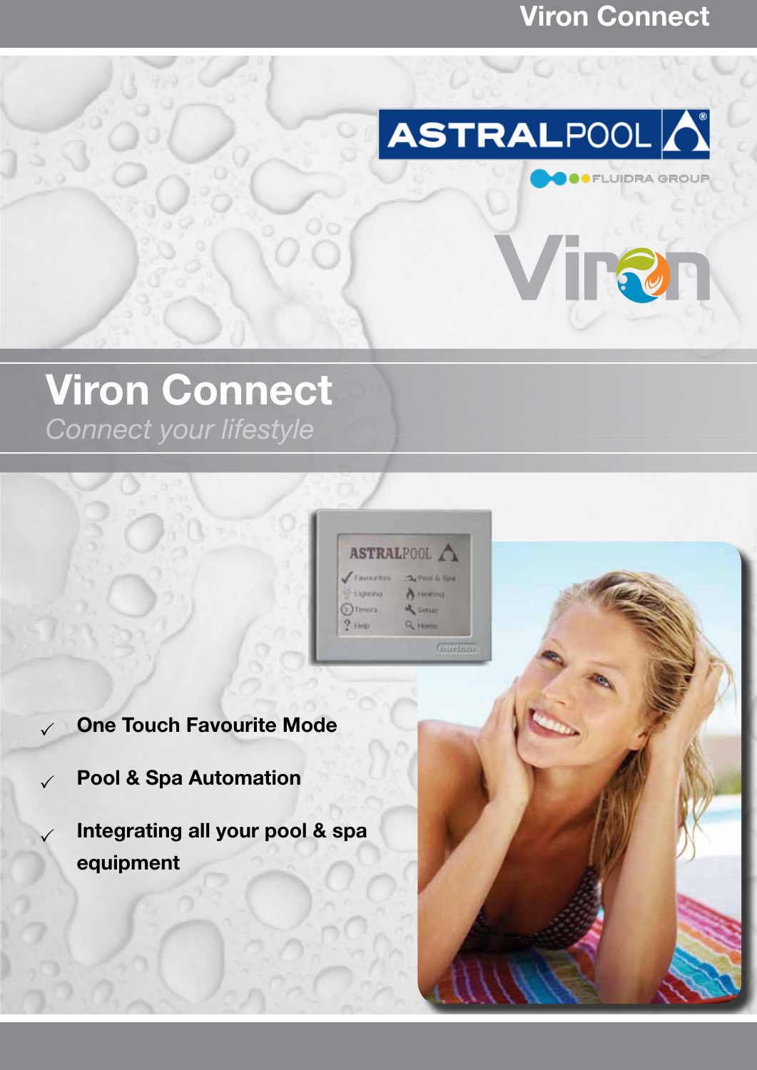# Viron Connect

*Connect your lifestyle*

- ✓ **One Touch Favourite Mode**
- ✓ **Pool & Spa Automation**
- ✓ **Integrating all your pool & spa equipment**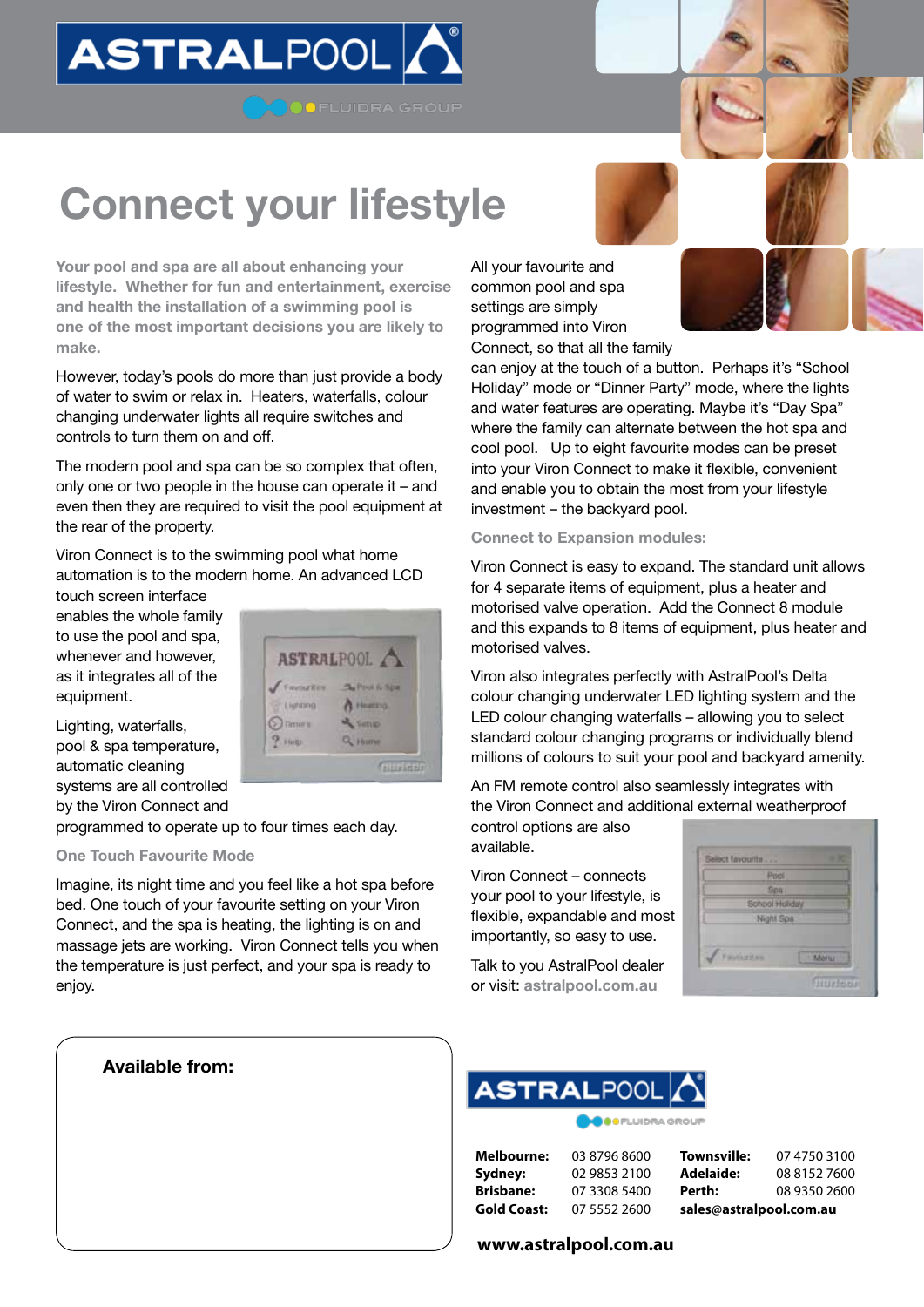ASTRALPOOL
FLUIDRA GROUP

# Connect your lifestyle

**Your pool and spa are all about enhancing your lifestyle. Whether for fun and entertainment, exercise and health the installation of a swimming pool is one of the most important decisions you are likely to make.**

However, today's pools do more than just provide a body of water to swim or relax in. Heaters, waterfalls, colour changing underwater lights all require switches and controls to turn them on and off.

The modern pool and spa can be so complex that often, only one or two people in the house can operate it – and even then they are required to visit the pool equipment at the rear of the property.

Viron Connect is to the swimming pool what home automation is to the modern home. An advanced LCD touch screen interface enables the whole family to use the pool and spa, whenever and however, as it integrates all of the equipment.

Lighting, waterfalls, pool & spa temperature, automatic cleaning systems are all controlled by the Viron Connect and programmed to operate up to four times each day.

## One Touch Favourite Mode

Imagine, its night time and you feel like a hot spa before bed. One touch of your favourite setting on your Viron Connect, and the spa is heating, the lighting is on and massage jets are working. Viron Connect tells you when the temperature is just perfect, and your spa is ready to enjoy.

All your favourite and common pool and spa settings are simply programmed into Viron Connect, so that all the family can enjoy at the touch of a button. Perhaps it's "School Holiday" mode or "Dinner Party" mode, where the lights and water features are operating. Maybe it's "Day Spa" where the family can alternate between the hot spa and cool pool. Up to eight favourite modes can be preset into your Viron Connect to make it flexible, convenient and enable you to obtain the most from your lifestyle investment – the backyard pool.

## Connect to Expansion modules:

Viron Connect is easy to expand. The standard unit allows for 4 separate items of equipment, plus a heater and motorised valve operation. Add the Connect 8 module and this expands to 8 items of equipment, plus heater and motorised valves.

Viron also integrates perfectly with AstralPool's Delta colour changing underwater LED lighting system and the LED colour changing waterfalls – allowing you to select standard colour changing programs or individually blend millions of colours to suit your pool and backyard amenity.

An FM remote control also seamlessly integrates with the Viron Connect and additional external weatherproof control options are also available.

Viron Connect – connects your pool to your lifestyle, is flexible, expandable and most importantly, so easy to use.

Talk to you AstralPool dealer or visit: astralpool.com.au

**Available from:**

ASTRALPOOL
FLUIDRA GROUP

| | | | |
|---|---|---|---|
| **Melbourne:** | 03 8796 8600 | **Townsville:** | 07 4750 3100 |
| **Sydney:** | 02 9853 2100 | **Adelaide:** | 08 8152 7600 |
| **Brisbane:** | 07 3308 5400 | **Perth:** | 08 9350 2600 |
| **Gold Coast:** | 07 5552 2600 | **sales@astralpool.com.au** | |

**www.astralpool.com.au**